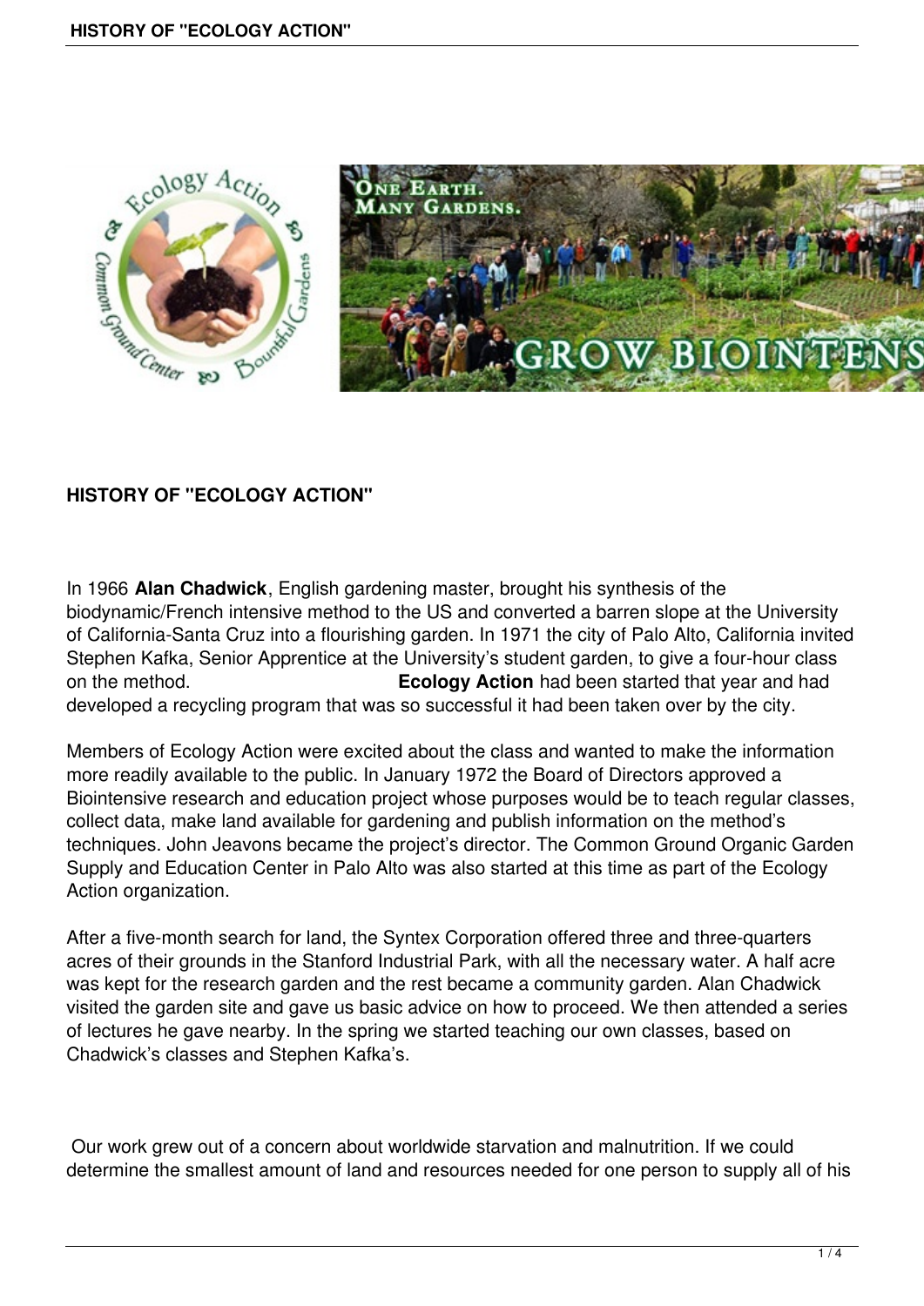# HISTORY OF "ECOLOGY ACTION"

In 1966 **Alan Chadwick**, English gardening master, brought his synthesis of the biodynamic/French intensive method to the US and converted a barren slope at the University of California-Santa Cruz into a flourishing garden. In 1971 the city of Palo Alto, California invited Stephen Kafka, Senior Apprentice at the University's student garden, to give a four-hour class on the method. **Ecology Action** had been started that year and had developed a recycling program that was so successful it had been taken over by the city.

Members of Ecology Action were excited about the class and wanted to make the information more readily available to the public. In January 1972 the Board of Directors approved a Biointensive research and education project whose purposes would be to teach regular classes, collect data, make land available for gardening and publish information on the method's techniques. John Jeavons became the project's director. The Common Ground Organic Garden Supply and Education Center in Palo Alto was also started at this time as part of the Ecology Action organization.

After a five-month search for land, the Syntex Corporation offered three and three-quarters acres of their grounds in the Stanford Industrial Park, with all the necessary water. A half acre was kept for the research garden and the rest became a community garden. Alan Chadwick visited the garden site and gave us basic advice on how to proceed. We then attended a series of lectures he gave nearby. In the spring we started teaching our own classes, based on Chadwick's classes and Stephen Kafka's.

Our work grew out of a concern about worldwide starvation and malnutrition. If we could determine the smallest amount of land and resources needed for one person to supply all of his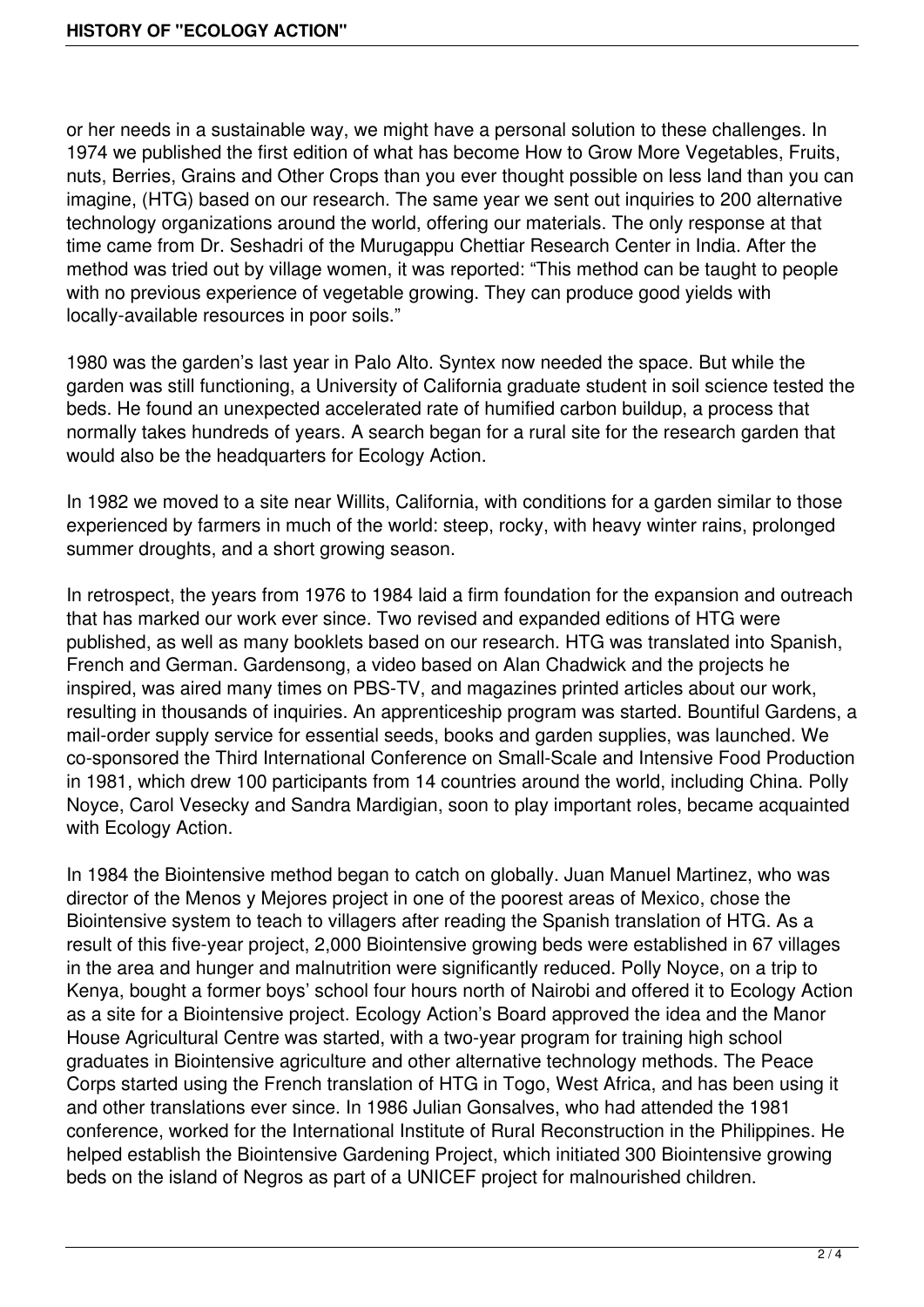or her needs in a sustainable way, we might have a personal solution to these challenges. In 1974 we published the first edition of what has become How to Grow More Vegetables, Fruits, nuts, Berries, Grains and Other Crops than you ever thought possible on less land than you can imagine, (HTG) based on our research. The same year we sent out inquiries to 200 alternative technology organizations around the world, offering our materials. The only response at that time came from Dr. Seshadri of the Murugappu Chettiar Research Center in India. After the method was tried out by village women, it was reported: "This method can be taught to people with no previous experience of vegetable growing. They can produce good yields with locally-available resources in poor soils."

1980 was the garden's last year in Palo Alto. Syntex now needed the space. But while the garden was still functioning, a University of California graduate student in soil science tested the beds. He found an unexpected accelerated rate of humified carbon buildup, a process that normally takes hundreds of years. A search began for a rural site for the research garden that would also be the headquarters for Ecology Action.

In 1982 we moved to a site near Willits, California, with conditions for a garden similar to those experienced by farmers in much of the world: steep, rocky, with heavy winter rains, prolonged summer droughts, and a short growing season.

In retrospect, the years from 1976 to 1984 laid a firm foundation for the expansion and outreach that has marked our work ever since. Two revised and expanded editions of HTG were published, as well as many booklets based on our research. HTG was translated into Spanish, French and German. Gardensong, a video based on Alan Chadwick and the projects he inspired, was aired many times on PBS-TV, and magazines printed articles about our work, resulting in thousands of inquiries. An apprenticeship program was started. Bountiful Gardens, a mail-order supply service for essential seeds, books and garden supplies, was launched. We co-sponsored the Third International Conference on Small-Scale and Intensive Food Production in 1981, which drew 100 participants from 14 countries around the world, including China. Polly Noyce, Carol Vesecky and Sandra Mardigian, soon to play important roles, became acquainted with Ecology Action.

In 1984 the Biointensive method began to catch on globally. Juan Manuel Martinez, who was director of the Menos y Mejores project in one of the poorest areas of Mexico, chose the Biointensive system to teach to villagers after reading the Spanish translation of HTG. As a result of this five-year project, 2,000 Biointensive growing beds were established in 67 villages in the area and hunger and malnutrition were significantly reduced. Polly Noyce, on a trip to Kenya, bought a former boys' school four hours north of Nairobi and offered it to Ecology Action as a site for a Biointensive project. Ecology Action's Board approved the idea and the Manor House Agricultural Centre was started, with a two-year program for training high school graduates in Biointensive agriculture and other alternative technology methods. The Peace Corps started using the French translation of HTG in Togo, West Africa, and has been using it and other translations ever since. In 1986 Julian Gonsalves, who had attended the 1981 conference, worked for the International Institute of Rural Reconstruction in the Philippines. He helped establish the Biointensive Gardening Project, which initiated 300 Biointensive growing beds on the island of Negros as part of a UNICEF project for malnourished children.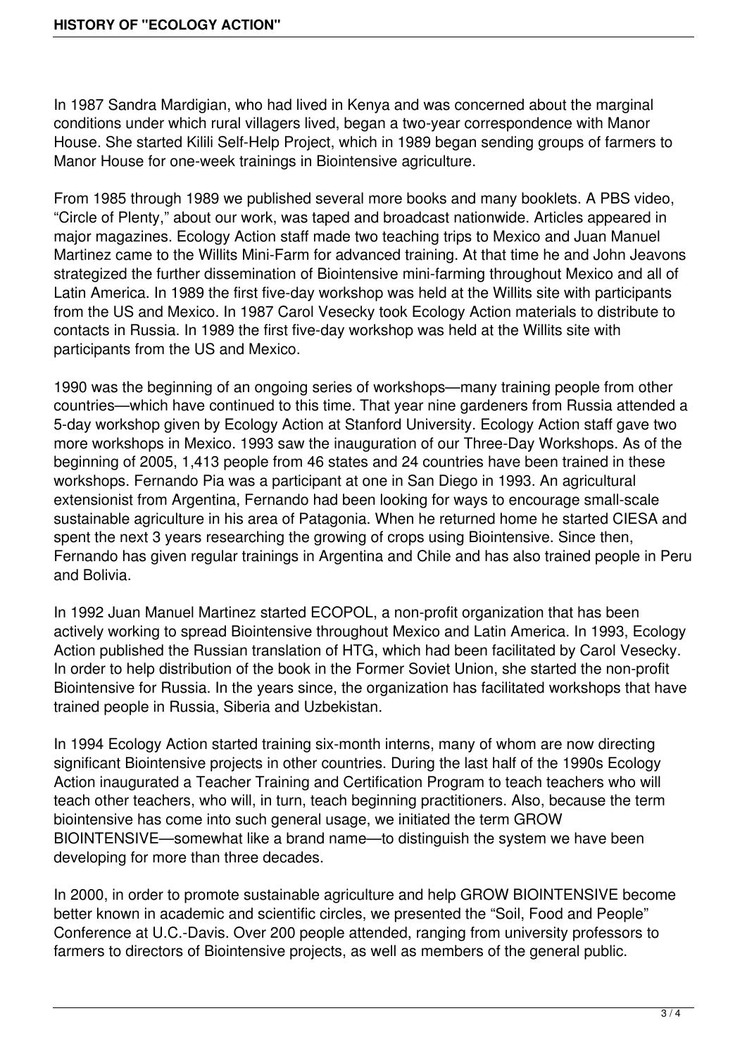In 1987 Sandra Mardigian, who had lived in Kenya and was concerned about the marginal conditions under which rural villagers lived, began a two-year correspondence with Manor House. She started Kilili Self-Help Project, which in 1989 began sending groups of farmers to Manor House for one-week trainings in Biointensive agriculture.

From 1985 through 1989 we published several more books and many booklets. A PBS video, "Circle of Plenty," about our work, was taped and broadcast nationwide. Articles appeared in major magazines. Ecology Action staff made two teaching trips to Mexico and Juan Manuel Martinez came to the Willits Mini-Farm for advanced training. At that time he and John Jeavons strategized the further dissemination of Biointensive mini-farming throughout Mexico and all of Latin America. In 1989 the first five-day workshop was held at the Willits site with participants from the US and Mexico. In 1987 Carol Vesecky took Ecology Action materials to distribute to contacts in Russia. In 1989 the first five-day workshop was held at the Willits site with participants from the US and Mexico.

1990 was the beginning of an ongoing series of workshops—many training people from other countries—which have continued to this time. That year nine gardeners from Russia attended a 5-day workshop given by Ecology Action at Stanford University. Ecology Action staff gave two more workshops in Mexico. 1993 saw the inauguration of our Three-Day Workshops. As of the beginning of 2005, 1,413 people from 46 states and 24 countries have been trained in these workshops. Fernando Pia was a participant at one in San Diego in 1993. An agricultural extensionist from Argentina, Fernando had been looking for ways to encourage small-scale sustainable agriculture in his area of Patagonia. When he returned home he started CIESA and spent the next 3 years researching the growing of crops using Biointensive. Since then, Fernando has given regular trainings in Argentina and Chile and has also trained people in Peru and Bolivia.

In 1992 Juan Manuel Martinez started ECOPOL, a non-profit organization that has been actively working to spread Biointensive throughout Mexico and Latin America. In 1993, Ecology Action published the Russian translation of HTG, which had been facilitated by Carol Vesecky. In order to help distribution of the book in the Former Soviet Union, she started the non-profit Biointensive for Russia. In the years since, the organization has facilitated workshops that have trained people in Russia, Siberia and Uzbekistan.

In 1994 Ecology Action started training six-month interns, many of whom are now directing significant Biointensive projects in other countries. During the last half of the 1990s Ecology Action inaugurated a Teacher Training and Certification Program to teach teachers who will teach other teachers, who will, in turn, teach beginning practitioners. Also, because the term biointensive has come into such general usage, we initiated the term GROW BIOINTENSIVE—somewhat like a brand name—to distinguish the system we have been developing for more than three decades.

In 2000, in order to promote sustainable agriculture and help GROW BIOINTENSIVE become better known in academic and scientific circles, we presented the "Soil, Food and People" Conference at U.C.-Davis. Over 200 people attended, ranging from university professors to farmers to directors of Biointensive projects, as well as members of the general public.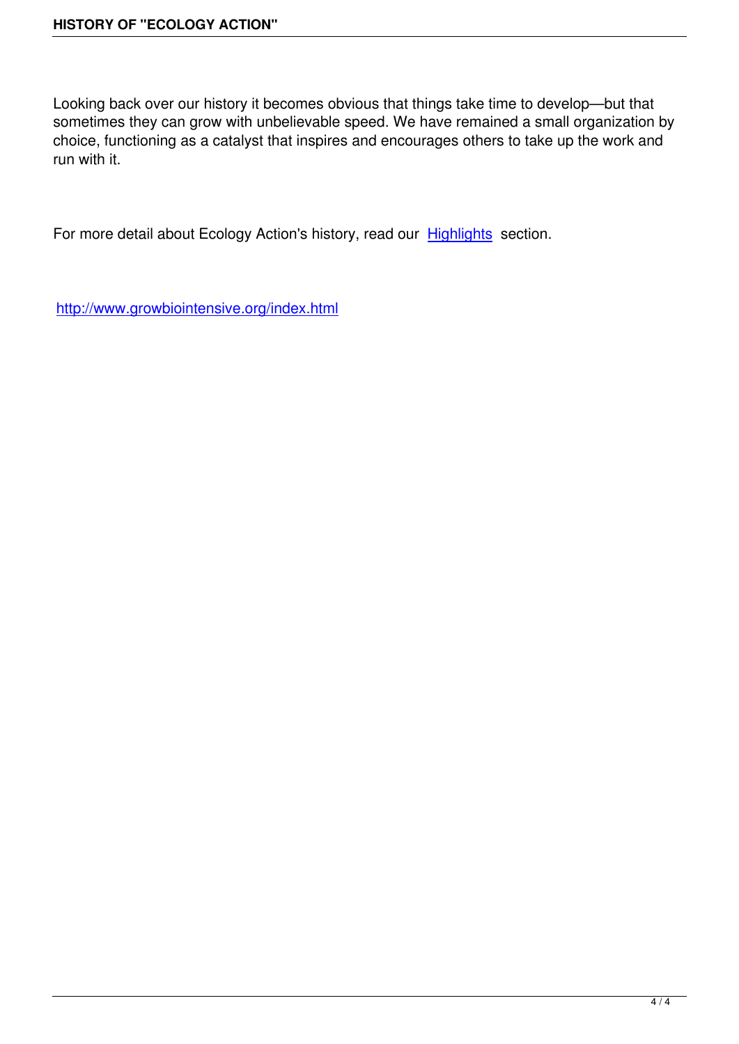Looking back over our history it becomes obvious that things take time to develop—but that sometimes they can grow with unbelievable speed. We have remained a small organization by choice, functioning as a catalyst that inspires and encourages others to take up the work and run with it.

For more detail about Ecology Action's history, read our Highlights section.

http://www.growbiointensive.org/index.html